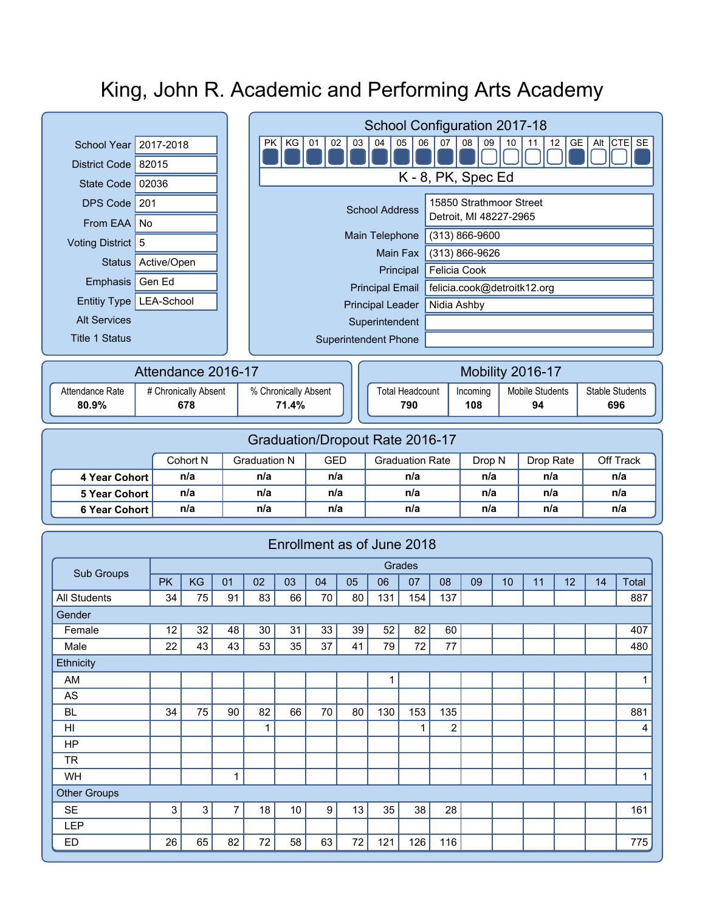# King, John R. Academic and Performing Arts Academy

| | |
|---|---|
| School Year | 2017-2018 |
| District Code | 82015 |
| State Code | 02036 |
| DPS Code | 201 |
| From EAA | No |
| Voting District | 5 |
| Status | Active/Open |
| Emphasis | Gen Ed |
| Entitiy Type | LEA-School |
| Alt Services | |
| Title 1 Status | |

## School Configuration 2017-18

| PK | KG | 01 | 02 | 03 | 04 | 05 | 06 | 07 | 08 | 09 | 10 | 11 | 12 | GE | Alt | CTE | SE |
|---|---|---|---|---|---|---|---|---|---|---|---|---|---|---|---|---|---|
| ■ | ■ | ■ | ■ | ■ | ■ | ■ | ■ | ■ | ■ | □ | □ | □ | □ | ■ | □ | □ | ■ |

K - 8, PK, Spec Ed

| | |
|---|---|
| School Address | 15850 Strathmoor Street<br>Detroit, MI 48227-2965 |
| Main Telephone | (313) 866-9600 |
| Main Fax | (313) 866-9626 |
| Principal | Felicia Cook |
| Principal Email | felicia.cook@detroitk12.org |
| Principal Leader | Nidia Ashby |
| Superintendent | |
| Superintendent Phone | |

## Attendance 2016-17

| Attendance Rate | # Chronically Absent | % Chronically Absent |
|---|---|---|
| **80.9%** | **678** | **71.4%** |

## Mobility 2016-17

| Total Headcount | Incoming | Mobile Students | Stable Students |
|---|---|---|---|
| **790** | **108** | **94** | **696** |

## Graduation/Dropout Rate 2016-17

| | Cohort N | Graduation N | GED | Graduation Rate | Drop N | Drop Rate | Off Track |
|---|---|---|---|---|---|---|---|
| **4 Year Cohort** | n/a | n/a | n/a | n/a | n/a | n/a | n/a |
| **5 Year Cohort** | n/a | n/a | n/a | n/a | n/a | n/a | n/a |
| **6 Year Cohort** | n/a | n/a | n/a | n/a | n/a | n/a | n/a |

## Enrollment as of June 2018

| Sub Groups | Grades | | | | | | | | | | | | | | |
|---|---|---|---|---|---|---|---|---|---|---|---|---|---|---|---|
| | PK | KG | 01 | 02 | 03 | 04 | 05 | 06 | 07 | 08 | 09 | 10 | 11 | 12 | 14 | Total |
| All Students | 34 | 75 | 91 | 83 | 66 | 70 | 80 | 131 | 154 | 137 | | | | | | 887 |
| Gender | | | | | | | | | | | | | | | | |
| Female | 12 | 32 | 48 | 30 | 31 | 33 | 39 | 52 | 82 | 60 | | | | | | 407 |
| Male | 22 | 43 | 43 | 53 | 35 | 37 | 41 | 79 | 72 | 77 | | | | | | 480 |
| Ethnicity | | | | | | | | | | | | | | | | |
| AM | | | | | | | | 1 | | | | | | | | 1 |
| AS | | | | | | | | | | | | | | | | |
| BL | 34 | 75 | 90 | 82 | 66 | 70 | 80 | 130 | 153 | 135 | | | | | | 881 |
| HI | | | | 1 | | | | | 1 | 2 | | | | | | 4 |
| HP | | | | | | | | | | | | | | | | |
| TR | | | | | | | | | | | | | | | | |
| WH | | | 1 | | | | | | | | | | | | | 1 |
| Other Groups | | | | | | | | | | | | | | | | |
| SE | 3 | 3 | 7 | 18 | 10 | 9 | 13 | 35 | 38 | 28 | | | | | | 161 |
| LEP | | | | | | | | | | | | | | | | |
| ED | 26 | 65 | 82 | 72 | 58 | 63 | 72 | 121 | 126 | 116 | | | | | | 775 |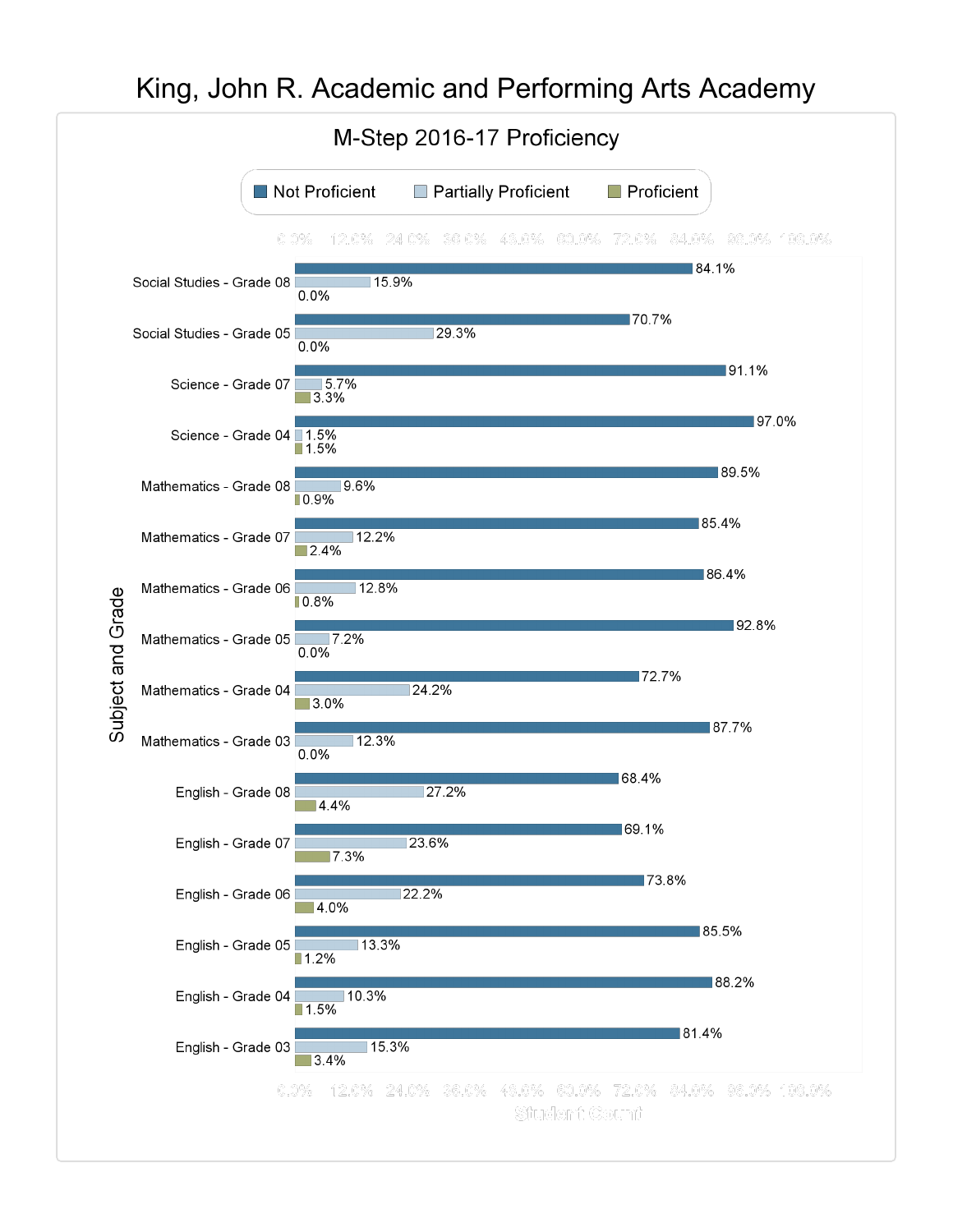# King, John R. Academic and Performing Arts Academy

## M-Step 2016-17 Proficiency

| Subject and Grade | Not Proficient | Partially Proficient | Proficient |
|---|---|---|---|
| Social Studies - Grade 08 | 84.1% | 15.9% | 0.0% |
| Social Studies - Grade 05 | 70.7% | 29.3% | 0.0% |
| Science - Grade 07 | 91.1% | 5.7% | 3.3% |
| Science - Grade 04 | 97.0% | 1.5% | 1.5% |
| Mathematics - Grade 08 | 89.5% | 9.6% | 0.9% |
| Mathematics - Grade 07 | 85.4% | 12.2% | 2.4% |
| Mathematics - Grade 06 | 86.4% | 12.8% | 0.8% |
| Mathematics - Grade 05 | 92.8% | 7.2% | 0.0% |
| Mathematics - Grade 04 | 72.7% | 24.2% | 3.0% |
| Mathematics - Grade 03 | 87.7% | 12.3% | 0.0% |
| English - Grade 08 | 68.4% | 27.2% | 4.4% |
| English - Grade 07 | 69.1% | 23.6% | 7.3% |
| English - Grade 06 | 73.8% | 22.2% | 4.0% |
| English - Grade 05 | 85.5% | 13.3% | 1.2% |
| English - Grade 04 | 88.2% | 10.3% | 1.5% |
| English - Grade 03 | 81.4% | 15.3% | 3.4% |

Student Count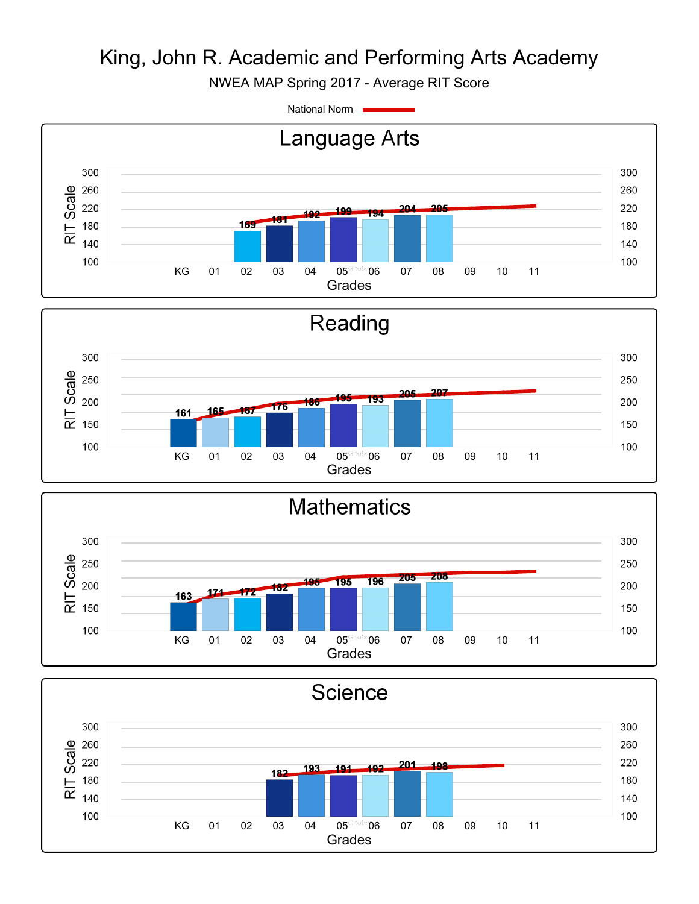# King, John R. Academic and Performing Arts Academy

NWEA MAP Spring 2017 - Average RIT Score

National Norm

## Language Arts

| Grade | KG | 01 | 02 | 03 | 04 | 05 | 06 | 07 | 08 | 09 | 10 | 11 |
|---|---|---|---|---|---|---|---|---|---|---|---|---|
| Average RIT Score | | | 169 | 181 | 192 | 199 | 194 | 204 | 205 | | | |

## Reading

| Grade | KG | 01 | 02 | 03 | 04 | 05 | 06 | 07 | 08 | 09 | 10 | 11 |
|---|---|---|---|---|---|---|---|---|---|---|---|---|
| Average RIT Score | 161 | 165 | 167 | 176 | 186 | 195 | 193 | 205 | 207 | | | |

## Mathematics

| Grade | KG | 01 | 02 | 03 | 04 | 05 | 06 | 07 | 08 | 09 | 10 | 11 |
|---|---|---|---|---|---|---|---|---|---|---|---|---|
| Average RIT Score | 163 | 171 | 172 | 182 | 195 | 195 | 196 | 205 | 208 | | | |

## Science

| Grade | KG | 01 | 02 | 03 | 04 | 05 | 06 | 07 | 08 | 09 | 10 | 11 |
|---|---|---|---|---|---|---|---|---|---|---|---|---|
| Average RIT Score | | | | 182 | 193 | 191 | 192 | 201 | 198 | | | |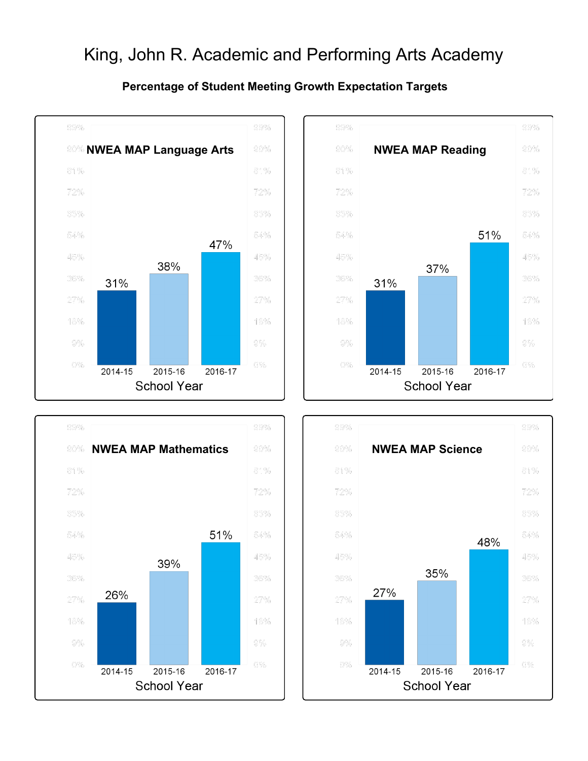# King, John R. Academic and Performing Arts Academy

**Percentage of Student Meeting Growth Expectation Targets**

**NWEA MAP Language Arts**

31%
38%
47%

2014-15
2015-16
2016-17

School Year

**NWEA MAP Reading**

31%
37%
51%

2014-15
2015-16
2016-17

School Year

**NWEA MAP Mathematics**

26%
39%
51%

2014-15
2015-16
2016-17

School Year

**NWEA MAP Science**

27%
35%
48%

2014-15
2015-16
2016-17

School Year